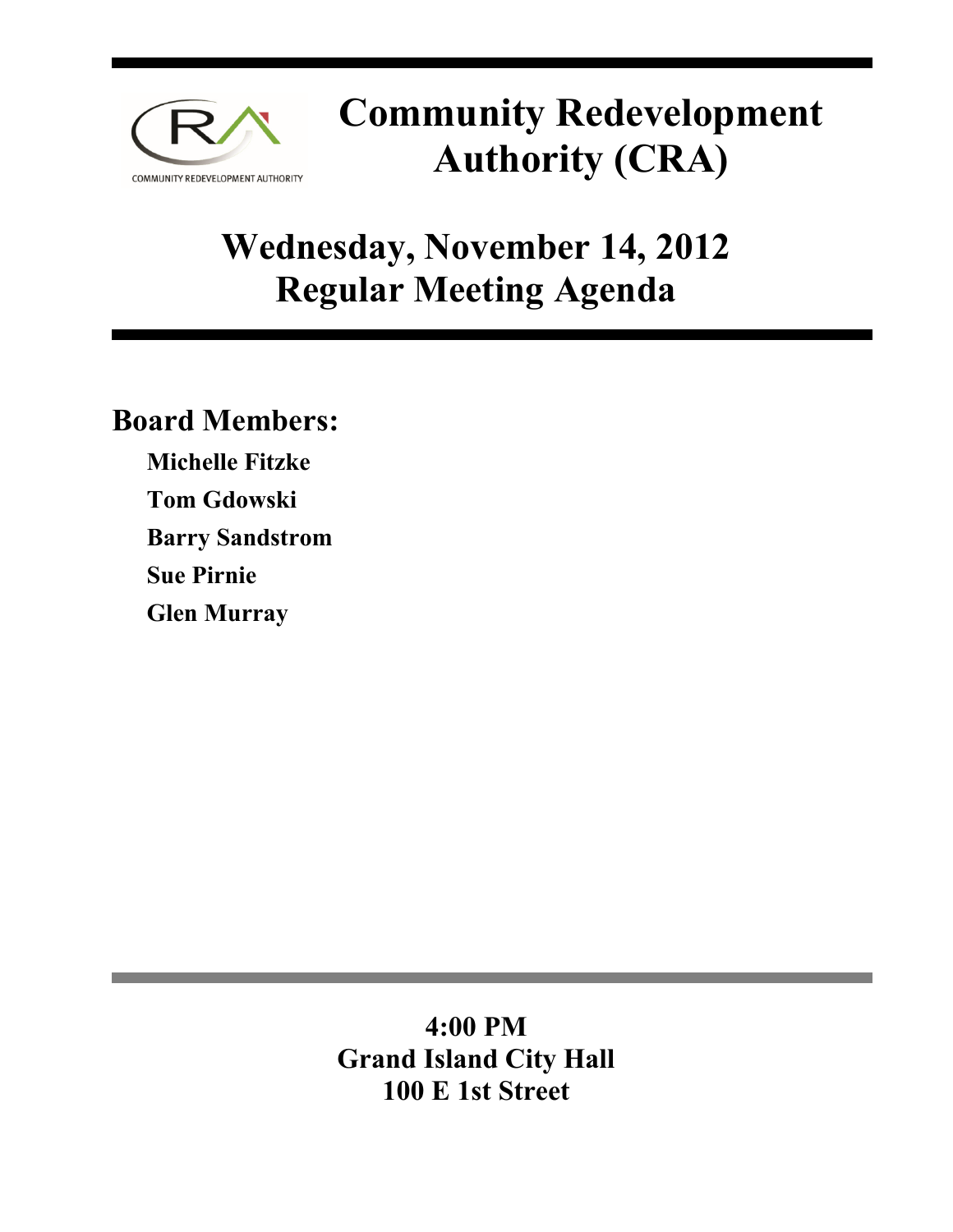# Community Redevelopment Authority (CRA)

## Wednesday, November 14, 2012
## Regular Meeting Agenda

### Board Members:

**Michelle Fitzke**

**Tom Gdowski**

**Barry Sandstrom**

**Sue Pirnie**

**Glen Murray**

**4:00 PM**
**Grand Island City Hall**
**100 E 1st Street**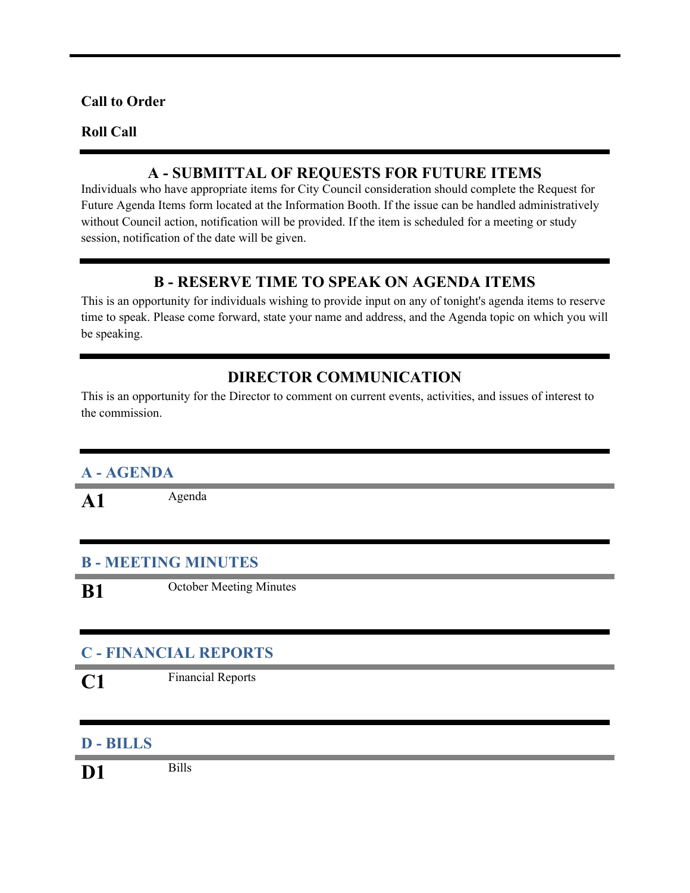**Call to Order**

**Roll Call**

## A - SUBMITTAL OF REQUESTS FOR FUTURE ITEMS

Individuals who have appropriate items for City Council consideration should complete the Request for Future Agenda Items form located at the Information Booth. If the issue can be handled administratively without Council action, notification will be provided. If the item is scheduled for a meeting or study session, notification of the date will be given.

## B - RESERVE TIME TO SPEAK ON AGENDA ITEMS

This is an opportunity for individuals wishing to provide input on any of tonight's agenda items to reserve time to speak. Please come forward, state your name and address, and the Agenda topic on which you will be speaking.

## DIRECTOR COMMUNICATION

This is an opportunity for the Director to comment on current events, activities, and issues of interest to the commission.

### A - AGENDA

**A1** Agenda

### B - MEETING MINUTES

**B1** October Meeting Minutes

### C - FINANCIAL REPORTS

**C1** Financial Reports

### D - BILLS

**D1** Bills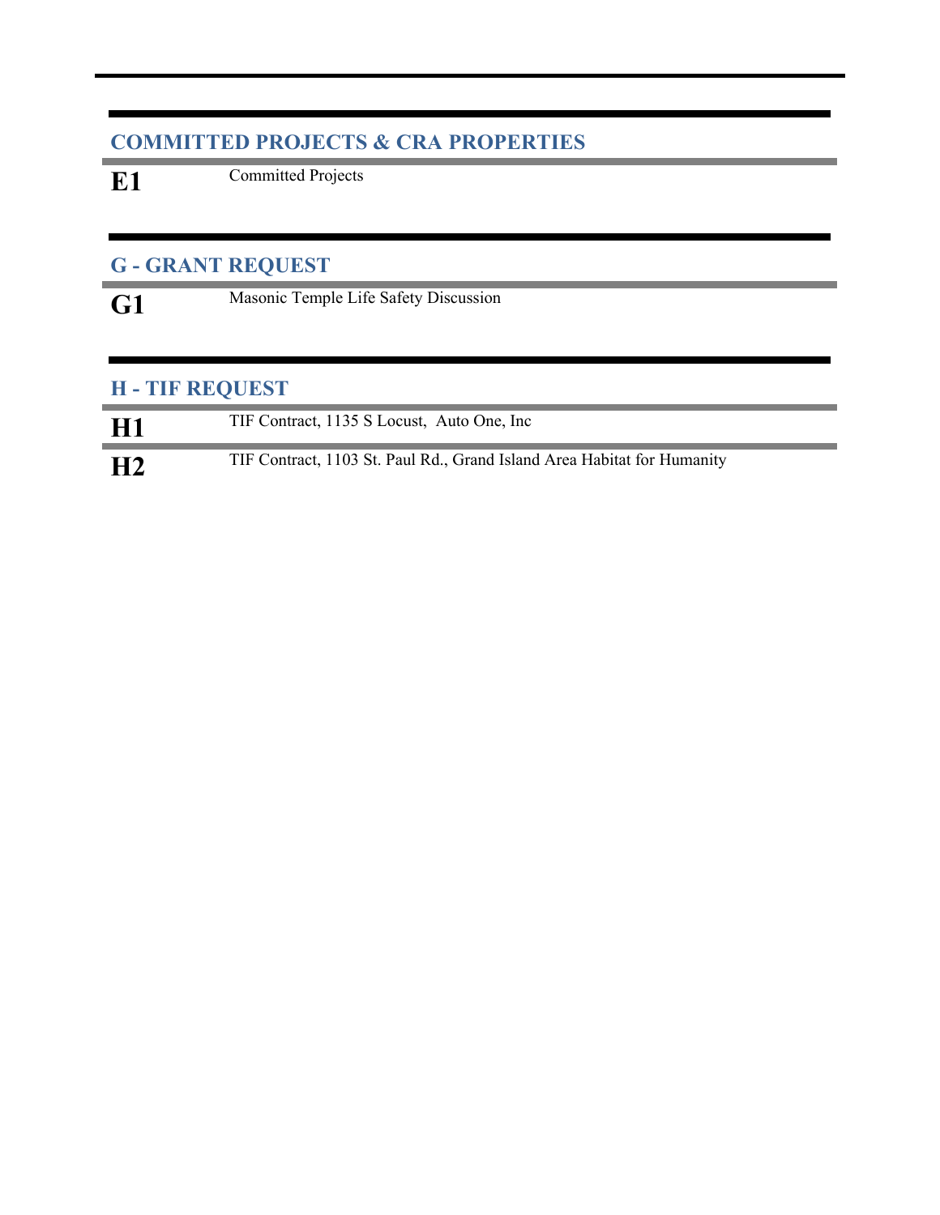## COMMITTED PROJECTS & CRA PROPERTIES

**E1** Committed Projects

## G - GRANT REQUEST

**G1** Masonic Temple Life Safety Discussion

## H - TIF REQUEST

**H1** TIF Contract, 1135 S Locust, Auto One, Inc

**H2** TIF Contract, 1103 St. Paul Rd., Grand Island Area Habitat for Humanity